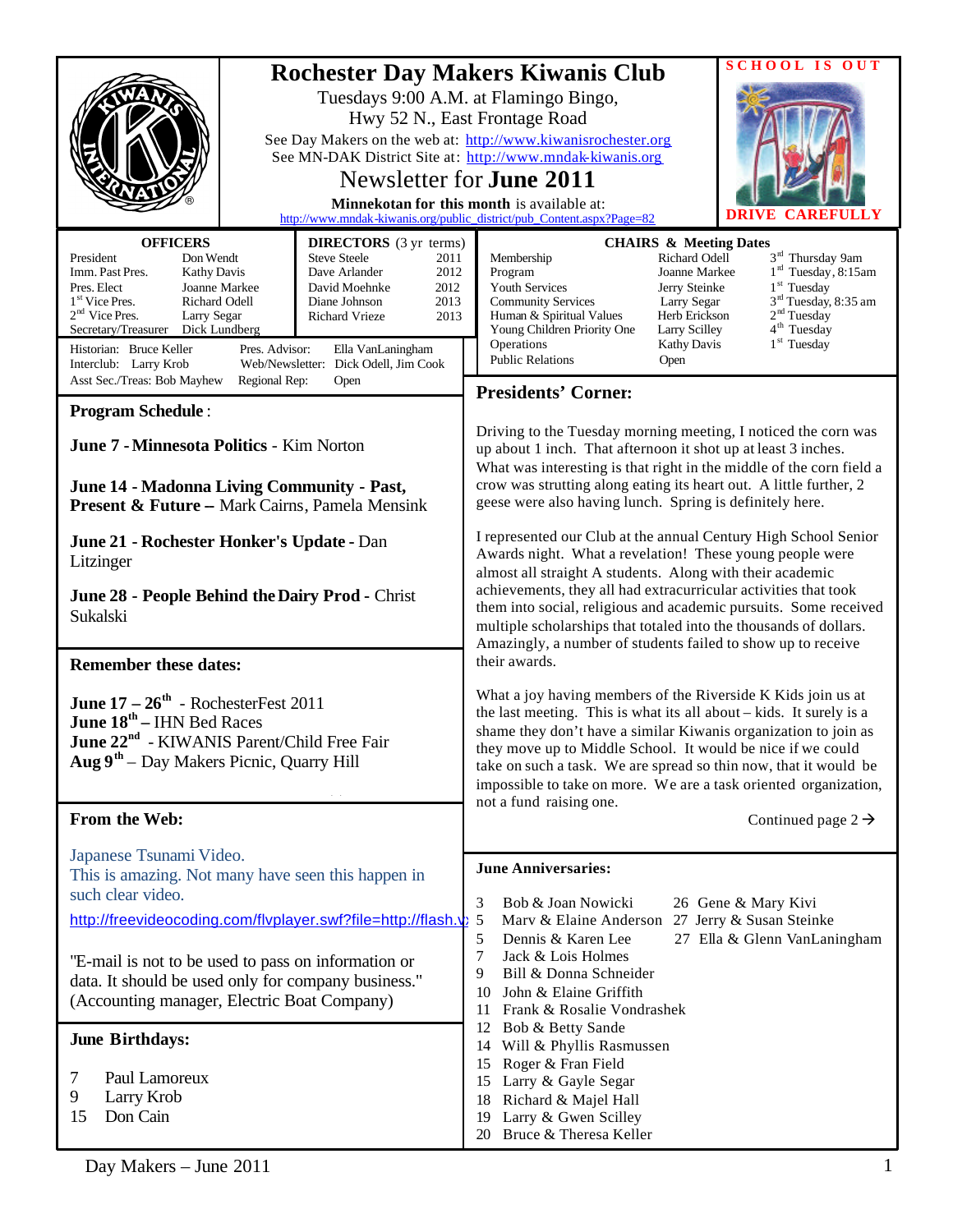# Rochester Day Makers Kiwanis Club

Tuesdays 9:00 A.M. at Flamingo Bingo,
Hwy 52 N., East Frontage Road

See Day Makers on the web at: http://www.kiwanisrochester.org
See MN-DAK District Site at: http://www.mndak-kiwanis.org

## Newsletter for June 2011

**Minnekotan for this month** is available at:
http://www.mndak-kiwanis.org/public_district/pub_Content.aspx?Page=82

**SCHOOL IS OUT**

**DRIVE CAREFULLY**

| **OFFICERS** | |
|---|---|
| President | Don Wendt |
| Imm. Past Pres. | Kathy Davis |
| Pres. Elect | Joanne Markee |
| 1st Vice Pres. | Richard Odell |
| 2nd Vice Pres. | Larry Segar |
| Secretary/Treasurer | Dick Lundberg |

| **DIRECTORS** (3 yr terms) | |
|---|---|
| Steve Steele | 2011 |
| Dave Arlander | 2012 |
| David Moehnke | 2012 |
| Diane Johnson | 2013 |
| Richard Vrieze | 2013 |

Historian: Bruce Keller — Pres. Advisor: Ella VanLaningham
Interclub: Larry Krob — Web/Newsletter: Dick Odell, Jim Cook
Asst Sec./Treas: Bob Mayhew — Regional Rep: Open

| **CHAIRS & Meeting Dates** | | |
|---|---|---|
| Membership | Richard Odell | 3rd Thursday 9am |
| Program | Joanne Markee | 1st Tuesday, 8:15am |
| Youth Services | Jerry Steinke | 1st Tuesday |
| Community Services | Larry Segar | 3rd Tuesday, 8:35 am |
| Human & Spiritual Values | Herb Erickson | 2nd Tuesday |
| Young Children Priority One | Larry Scilley | 4th Tuesday |
| Operations | Kathy Davis | 1st Tuesday |
| Public Relations | Open | |

## Program Schedule:

**June 7 - Minnesota Politics** - Kim Norton

**June 14 - Madonna Living Community - Past, Present & Future –** Mark Cairns, Pamela Mensink

**June 21 - Rochester Honker's Update** - Dan Litzinger

**June 28 - People Behind the Dairy Prod** - Christ Sukalski

## Remember these dates:

**June 17 – 26th** - RochesterFest 2011
**June 18th** – IHN Bed Races
**June 22nd** - KIWANIS Parent/Child Free Fair
**Aug 9th** – Day Makers Picnic, Quarry Hill

## From the Web:

Japanese Tsunami Video.
This is amazing. Not many have seen this happen in such clear video.
http://freevideocoding.com/flvplayer.swf?file=http://flash.v

"E-mail is not to be used to pass on information or data. It should be used only for company business." (Accounting manager, Electric Boat Company)

## June Birthdays:

7 Paul Lamoreux
9 Larry Krob
15 Don Cain

## Presidents' Corner:

Driving to the Tuesday morning meeting, I noticed the corn was up about 1 inch. That afternoon it shot up at least 3 inches. What was interesting is that right in the middle of the corn field a crow was strutting along eating its heart out. A little further, 2 geese were also having lunch. Spring is definitely here.

I represented our Club at the annual Century High School Senior Awards night. What a revelation! These young people were almost all straight A students. Along with their academic achievements, they all had extracurricular activities that took them into social, religious and academic pursuits. Some received multiple scholarships that totaled into the thousands of dollars. Amazingly, a number of students failed to show up to receive their awards.

What a joy having members of the Riverside K Kids join us at the last meeting. This is what its all about – kids. It surely is a shame they don't have a similar Kiwanis organization to join as they move up to Middle School. It would be nice if we could take on such a task. We are spread so thin now, that it would be impossible to take on more. We are a task oriented organization, not a fund raising one.

Continued page 2 →

## June Anniversaries:

3 Bob & Joan Nowicki
5 Marv & Elaine Anderson
5 Dennis & Karen Lee
7 Jack & Lois Holmes
9 Bill & Donna Schneider
10 John & Elaine Griffith
11 Frank & Rosalie Vondrashek
12 Bob & Betty Sande
14 Will & Phyllis Rasmussen
15 Roger & Fran Field
15 Larry & Gayle Segar
18 Richard & Majel Hall
19 Larry & Gwen Scilley
20 Bruce & Theresa Keller
26 Gene & Mary Kivi
27 Jerry & Susan Steinke
27 Ella & Glenn VanLaningham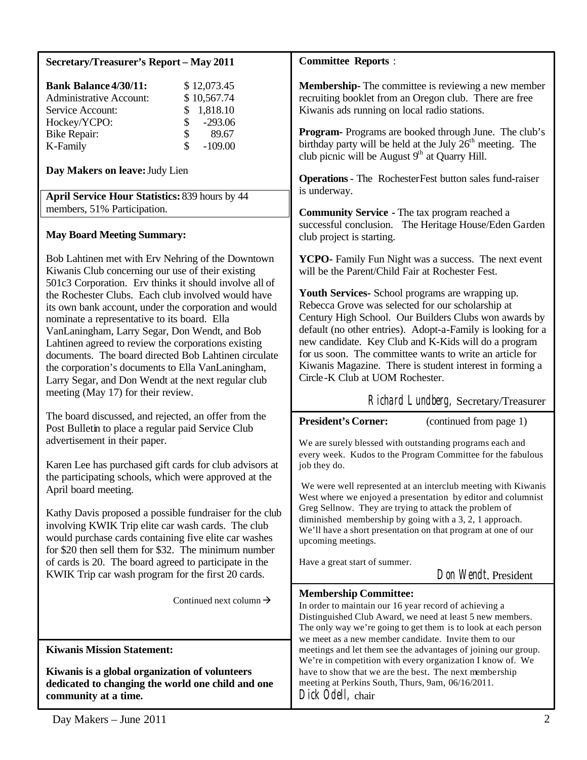## Secretary/Treasurer's Report – May 2011

| **Bank Balance 4/30/11:** | $ 12,073.45 |
|---|---|
| Administrative Account: | $ 10,567.74 |
| Service Account: | $ 1,818.10 |
| Hockey/YCPO: | $ -293.06 |
| Bike Repair: | $ 89.67 |
| K-Family | $ -109.00 |

**Day Makers on leave:** Judy Lien

**April Service Hour Statistics:** 839 hours by 44 members, 51% Participation.

### May Board Meeting Summary:

Bob Lahtinen met with Erv Nehring of the Downtown Kiwanis Club concerning our use of their existing 501c3 Corporation. Erv thinks it should involve all of the Rochester Clubs. Each club involved would have its own bank account, under the corporation and would nominate a representative to its board. Ella VanLaningham, Larry Segar, Don Wendt, and Bob Lahtinen agreed to review the corporations existing documents. The board directed Bob Lahtinen circulate the corporation's documents to Ella VanLaningham, Larry Segar, and Don Wendt at the next regular club meeting (May 17) for their review.

The board discussed, and rejected, an offer from the Post Bulletin to place a regular paid Service Club advertisement in their paper.

Karen Lee has purchased gift cards for club advisors at the participating schools, which were approved at the April board meeting.

Kathy Davis proposed a possible fundraiser for the club involving KWIK Trip elite car wash cards. The club would purchase cards containing five elite car washes for $20 then sell them for $32. The minimum number of cards is 20. The board agreed to participate in the KWIK Trip car wash program for the first 20 cards.

Continued next column →

## Committee Reports:

**Membership-** The committee is reviewing a new member recruiting booklet from an Oregon club. There are free Kiwanis ads running on local radio stations.

**Program-** Programs are booked through June. The club's birthday party will be held at the July 26th meeting. The club picnic will be August 9th at Quarry Hill.

**Operations** - The RochesterFest button sales fund-raiser is underway.

**Community Service -** The tax program reached a successful conclusion. The Heritage House/Eden Garden club project is starting.

**YCPO-** Family Fun Night was a success. The next event will be the Parent/Child Fair at Rochester Fest.

**Youth Services-** School programs are wrapping up. Rebecca Grove was selected for our scholarship at Century High School. Our Builders Clubs won awards by default (no other entries). Adopt-a-Family is looking for a new candidate. Key Club and K-Kids will do a program for us soon. The committee wants to write an article for Kiwanis Magazine. There is student interest in forming a Circle-K Club at UOM Rochester.

*Richard Lundberg*, Secretary/Treasurer

## President's Corner: (continued from page 1)

We are surely blessed with outstanding programs each and every week. Kudos to the Program Committee for the fabulous job they do.

We were well represented at an interclub meeting with Kiwanis West where we enjoyed a presentation by editor and columnist Greg Sellnow. They are trying to attack the problem of diminished membership by going with a 3, 2, 1 approach. We'll have a short presentation on that program at one of our upcoming meetings.

Have a great start of summer.

*Don Wendt*, President

## Membership Committee:

In order to maintain our 16 year record of achieving a Distinguished Club Award, we need at least 5 new members. The only way we're going to get them is to look at each person we meet as a new member candidate. Invite them to our meetings and let them see the advantages of joining our group. We're in competition with every organization I know of. We have to show that we are the best. The next membership meeting at Perkins South, Thurs, 9am, 06/16/2011.

*Dick Odell*, chair

## Kiwanis Mission Statement:

**Kiwanis is a global organization of volunteers dedicated to changing the world one child and one community at a time.**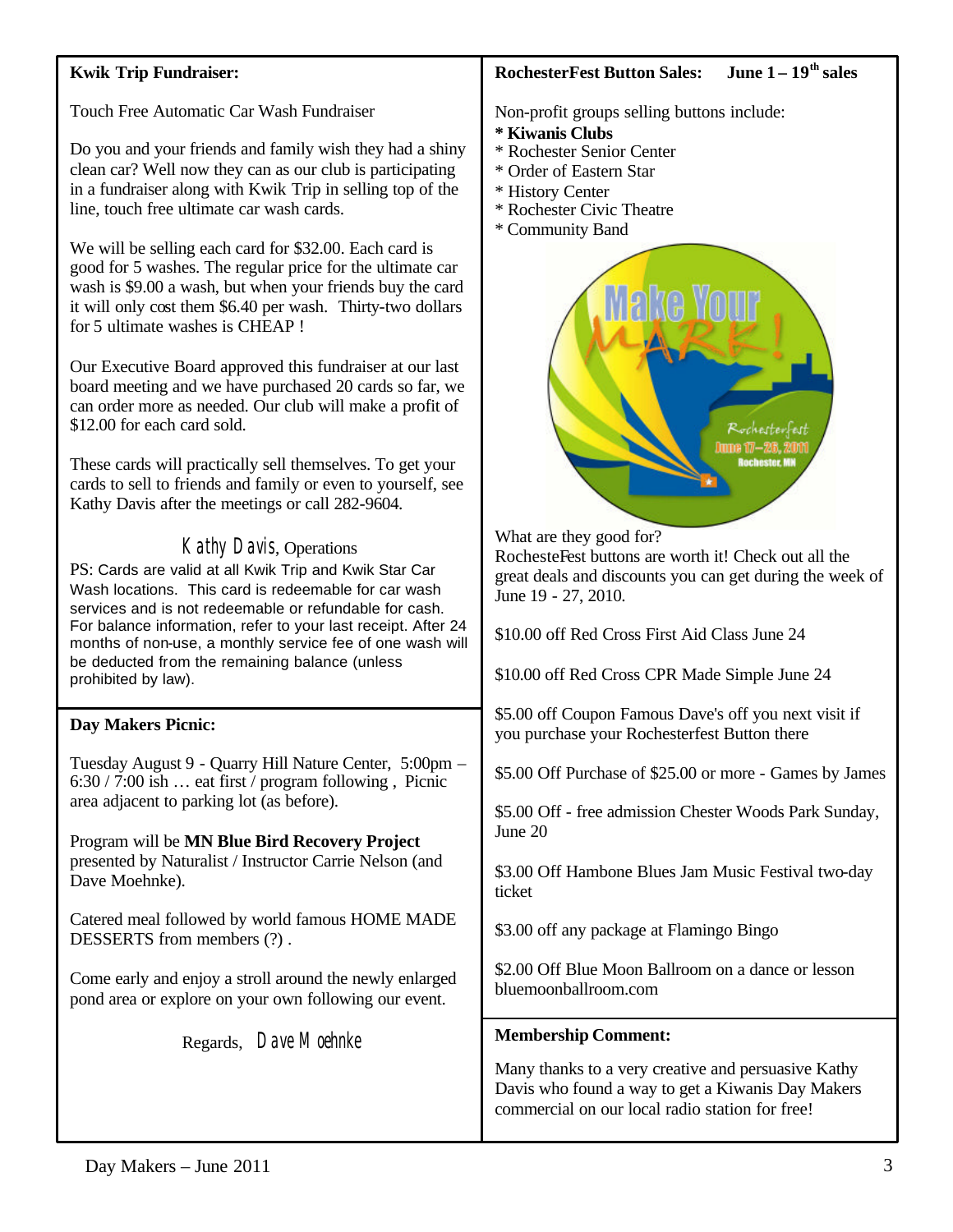**Kwik Trip Fundraiser:**

Touch Free Automatic Car Wash Fundraiser

Do you and your friends and family wish they had a shiny clean car? Well now they can as our club is participating in a fundraiser along with Kwik Trip in selling top of the line, touch free ultimate car wash cards.

We will be selling each card for $32.00. Each card is good for 5 washes. The regular price for the ultimate car wash is $9.00 a wash, but when your friends buy the card it will only cost them $6.40 per wash. Thirty-two dollars for 5 ultimate washes is CHEAP !

Our Executive Board approved this fundraiser at our last board meeting and we have purchased 20 cards so far, we can order more as needed. Our club will make a profit of $12.00 for each card sold.

These cards will practically sell themselves. To get your cards to sell to friends and family or even to yourself, see Kathy Davis after the meetings or call 282-9604.

Kathy Davis, Operations

PS: Cards are valid at all Kwik Trip and Kwik Star Car Wash locations. This card is redeemable for car wash services and is not redeemable or refundable for cash. For balance information, refer to your last receipt. After 24 months of non-use, a monthly service fee of one wash will be deducted from the remaining balance (unless prohibited by law).

**Day Makers Picnic:**

Tuesday August 9 - Quarry Hill Nature Center, 5:00pm – 6:30 / 7:00 ish … eat first / program following , Picnic area adjacent to parking lot (as before).

Program will be **MN Blue Bird Recovery Project** presented by Naturalist / Instructor Carrie Nelson (and Dave Moehnke).

Catered meal followed by world famous HOME MADE DESSERTS from members (?) .

Come early and enjoy a stroll around the newly enlarged pond area or explore on your own following our event.

Regards, Dave Moehnke

**RochesterFest Button Sales: June 1 – 19th sales**

Non-profit groups selling buttons include:

* **Kiwanis Clubs**
* Rochester Senior Center
* Order of Eastern Star
* History Center
* Rochester Civic Theatre
* Community Band

What are they good for?

RochesteFest buttons are worth it! Check out all the great deals and discounts you can get during the week of June 19 - 27, 2010.

$10.00 off Red Cross First Aid Class June 24

$10.00 off Red Cross CPR Made Simple June 24

$5.00 off Coupon Famous Dave's off you next visit if you purchase your Rochesterfest Button there

$5.00 Off Purchase of $25.00 or more - Games by James

$5.00 Off - free admission Chester Woods Park Sunday, June 20

$3.00 Off Hambone Blues Jam Music Festival two-day ticket

$3.00 off any package at Flamingo Bingo

$2.00 Off Blue Moon Ballroom on a dance or lesson bluemoonballroom.com

**Membership Comment:**

Many thanks to a very creative and persuasive Kathy Davis who found a way to get a Kiwanis Day Makers commercial on our local radio station for free!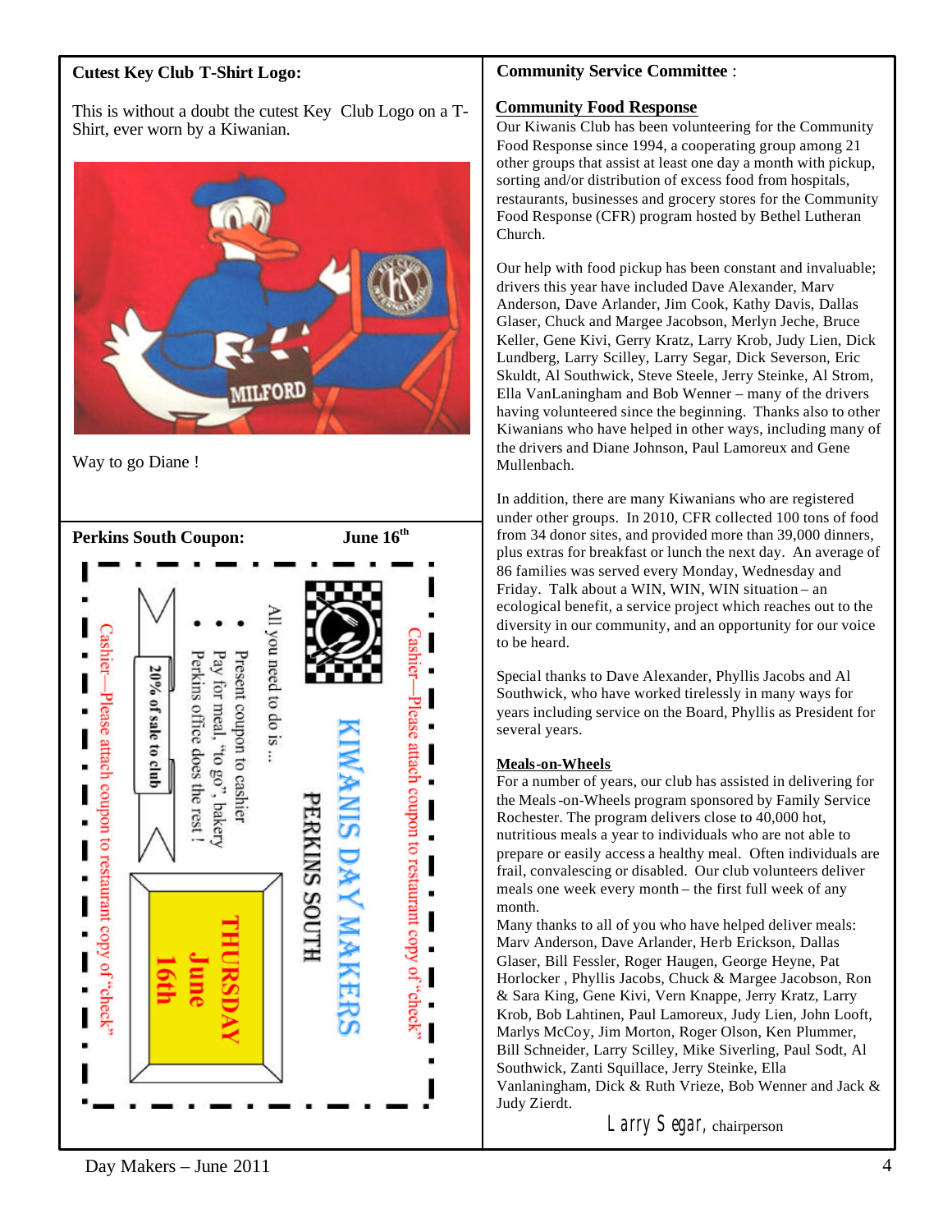## Cutest Key Club T-Shirt Logo:

This is without a doubt the cutest Key Club Logo on a T-Shirt, ever worn by a Kiwanian.

Way to go Diane !

## Perkins South Coupon: June 16th

Cashier—Please attach coupon to restaurant copy of "check"

**KIWANIS DAY MAKERS**

**PERKINS SOUTH**

All you need to do is ...

- Present coupon to cashier
- Pay for meal, "to go", bakery
- Perkins office does the rest !

**20% of sale to club**

**THURSDAY June 16th**

Cashier—Please attach coupon to restaurant copy of "check"

## Community Service Committee :

### Community Food Response

Our Kiwanis Club has been volunteering for the Community Food Response since 1994, a cooperating group among 21 other groups that assist at least one day a month with pickup, sorting and/or distribution of excess food from hospitals, restaurants, businesses and grocery stores for the Community Food Response (CFR) program hosted by Bethel Lutheran Church.

Our help with food pickup has been constant and invaluable; drivers this year have included Dave Alexander, Marv Anderson, Dave Arlander, Jim Cook, Kathy Davis, Dallas Glaser, Chuck and Margee Jacobson, Merlyn Jeche, Bruce Keller, Gene Kivi, Gerry Kratz, Larry Krob, Judy Lien, Dick Lundberg, Larry Scilley, Larry Segar, Dick Severson, Eric Skuldt, Al Southwick, Steve Steele, Jerry Steinke, Al Strom, Ella VanLaningham and Bob Wenner – many of the drivers having volunteered since the beginning. Thanks also to other Kiwanians who have helped in other ways, including many of the drivers and Diane Johnson, Paul Lamoreux and Gene Mullenbach.

In addition, there are many Kiwanians who are registered under other groups. In 2010, CFR collected 100 tons of food from 34 donor sites, and provided more than 39,000 dinners, plus extras for breakfast or lunch the next day. An average of 86 families was served every Monday, Wednesday and Friday. Talk about a WIN, WIN, WIN situation – an ecological benefit, a service project which reaches out to the diversity in our community, and an opportunity for our voice to be heard.

Special thanks to Dave Alexander, Phyllis Jacobs and Al Southwick, who have worked tirelessly in many ways for years including service on the Board, Phyllis as President for several years.

### Meals-on-Wheels

For a number of years, our club has assisted in delivering for the Meals-on-Wheels program sponsored by Family Service Rochester. The program delivers close to 40,000 hot, nutritious meals a year to individuals who are not able to prepare or easily access a healthy meal. Often individuals are frail, convalescing or disabled. Our club volunteers deliver meals one week every month – the first full week of any month.

Many thanks to all of you who have helped deliver meals: Marv Anderson, Dave Arlander, Herb Erickson, Dallas Glaser, Bill Fessler, Roger Haugen, George Heyne, Pat Horlocker , Phyllis Jacobs, Chuck & Margee Jacobson, Ron & Sara King, Gene Kivi, Vern Knappe, Jerry Kratz, Larry Krob, Bob Lahtinen, Paul Lamoreux, Judy Lien, John Looft, Marlys McCoy, Jim Morton, Roger Olson, Ken Plummer, Bill Schneider, Larry Scilley, Mike Siverling, Paul Sodt, Al Southwick, Zanti Squillace, Jerry Steinke, Ella Vanlaningham, Dick & Ruth Vrieze, Bob Wenner and Jack & Judy Zierdt.

Larry Segar, chairperson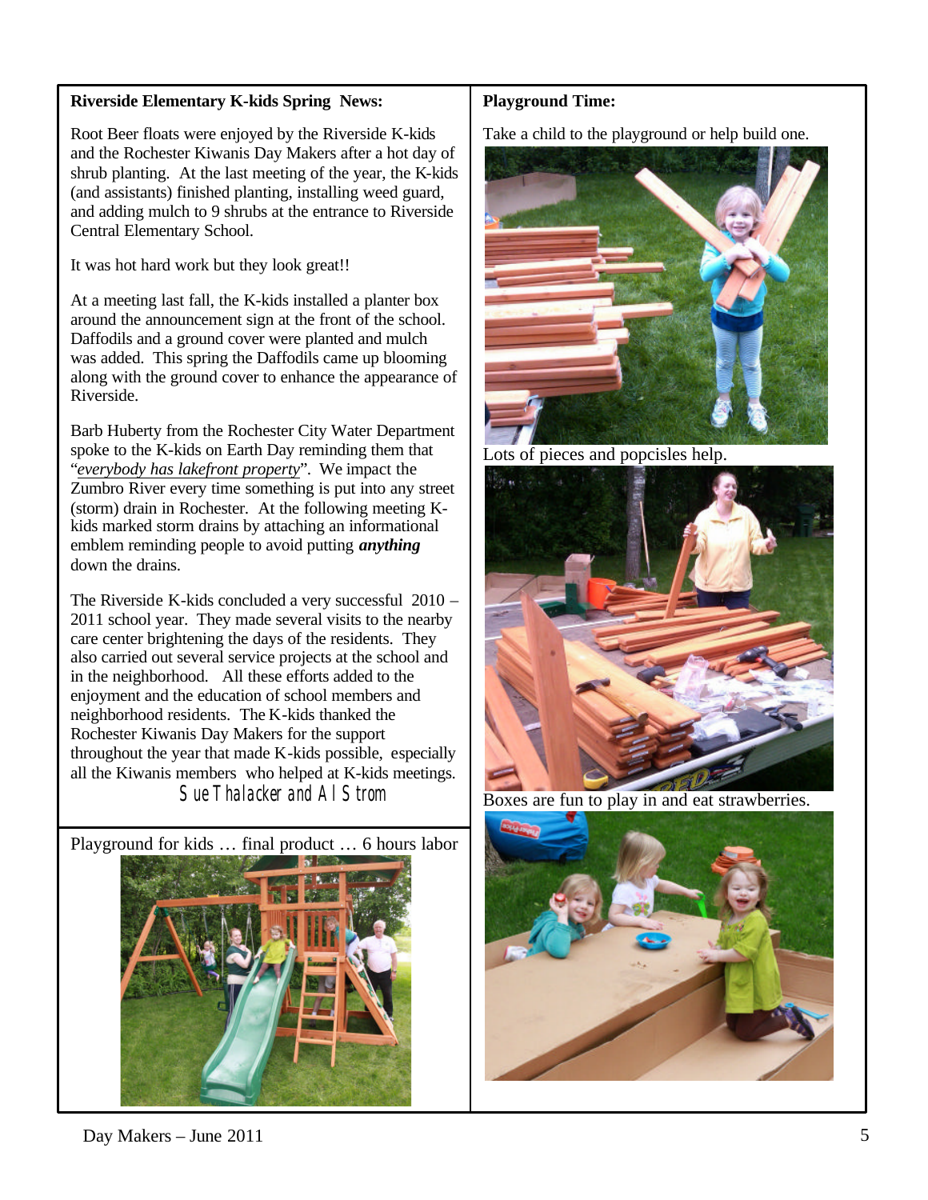**Riverside Elementary K-kids Spring News:**

Root Beer floats were enjoyed by the Riverside K-kids and the Rochester Kiwanis Day Makers after a hot day of shrub planting. At the last meeting of the year, the K-kids (and assistants) finished planting, installing weed guard, and adding mulch to 9 shrubs at the entrance to Riverside Central Elementary School.

It was hot hard work but they look great!!

At a meeting last fall, the K-kids installed a planter box around the announcement sign at the front of the school. Daffodils and a ground cover were planted and mulch was added. This spring the Daffodils came up blooming along with the ground cover to enhance the appearance of Riverside.

Barb Huberty from the Rochester City Water Department spoke to the K-kids on Earth Day reminding them that "*everybody has lakefront property*". We impact the Zumbro River every time something is put into any street (storm) drain in Rochester. At the following meeting K-kids marked storm drains by attaching an informational emblem reminding people to avoid putting ***anything*** down the drains.

The Riverside K-kids concluded a very successful 2010 – 2011 school year. They made several visits to the nearby care center brightening the days of the residents. They also carried out several service projects at the school and in the neighborhood. All these efforts added to the enjoyment and the education of school members and neighborhood residents. The K-kids thanked the Rochester Kiwanis Day Makers for the support throughout the year that made K-kids possible, especially all the Kiwanis members who helped at K-kids meetings.

Sue Thalacker and Al Strom

Playground for kids … final product … 6 hours labor

**Playground Time:**

Take a child to the playground or help build one.

Lots of pieces and popcisles help.

Boxes are fun to play in and eat strawberries.